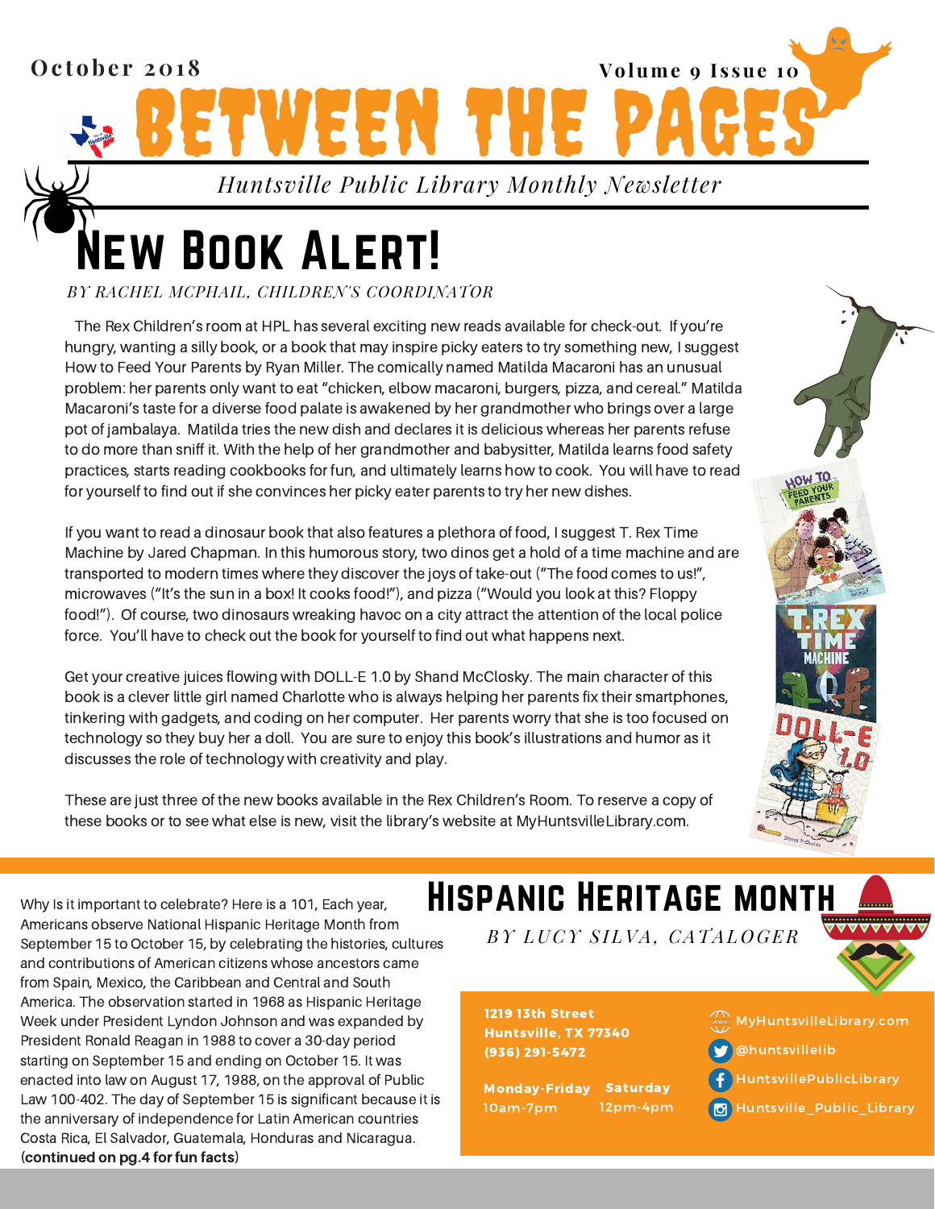October 2018 Volume 9 Issue 10

# BETWEEN THE PAGES

*Huntsville Public Library Monthly Newsletter*

## New Book Alert!

*BY RACHEL MCPHAIL, CHILDREN'S COORDINATOR*

The Rex Children's room at HPL has several exciting new reads available for check-out. If you're hungry, wanting a silly book, or a book that may inspire picky eaters to try something new, I suggest How to Feed Your Parents by Ryan Miller. The comically named Matilda Macaroni has an unusual problem: her parents only want to eat "chicken, elbow macaroni, burgers, pizza, and cereal." Matilda Macaroni's taste for a diverse food palate is awakened by her grandmother who brings over a large pot of jambalaya. Matilda tries the new dish and declares it is delicious whereas her parents refuse to do more than sniff it. With the help of her grandmother and babysitter, Matilda learns food safety practices, starts reading cookbooks for fun, and ultimately learns how to cook. You will have to read for yourself to find out if she convinces her picky eater parents to try her new dishes.

If you want to read a dinosaur book that also features a plethora of food, I suggest T. Rex Time Machine by Jared Chapman. In this humorous story, two dinos get a hold of a time machine and are transported to modern times where they discover the joys of take-out ("The food comes to us!", microwaves ("It's the sun in a box! It cooks food!"), and pizza ("Would you look at this? Floppy food!"). Of course, two dinosaurs wreaking havoc on a city attract the attention of the local police force. You'll have to check out the book for yourself to find out what happens next.

Get your creative juices flowing with DOLL-E 1.0 by Shand McClosky. The main character of this book is a clever little girl named Charlotte who is always helping her parents fix their smartphones, tinkering with gadgets, and coding on her computer. Her parents worry that she is too focused on technology so they buy her a doll. You are sure to enjoy this book's illustrations and humor as it discusses the role of technology with creativity and play.

These are just three of the new books available in the Rex Children's Room. To reserve a copy of these books or to see what else is new, visit the library's website at MyHuntsvilleLibrary.com.

## Hispanic Heritage Month

*BY LUCY SILVA, CATALOGER*

Why Is it important to celebrate? Here is a 101, Each year, Americans observe National Hispanic Heritage Month from September 15 to October 15, by celebrating the histories, cultures and contributions of American citizens whose ancestors came from Spain, Mexico, the Caribbean and Central and South America. The observation started in 1968 as Hispanic Heritage Week under President Lyndon Johnson and was expanded by President Ronald Reagan in 1988 to cover a 30-day period starting on September 15 and ending on October 15. It was enacted into law on August 17, 1988, on the approval of Public Law 100-402. The day of September 15 is significant because it is the anniversary of independence for Latin American countries Costa Rica, El Salvador, Guatemala, Honduras and Nicaragua. **(continued on pg.4 for fun facts)**

**1219 13th Street**
**Huntsville, TX 77340**
**(936) 291-5472**

**Monday-Friday** 10am-7pm
**Saturday** 12pm-4pm

MyHuntsvilleLibrary.com
@huntsvillelib
HuntsvillePublicLibrary
Huntsville_Public_Library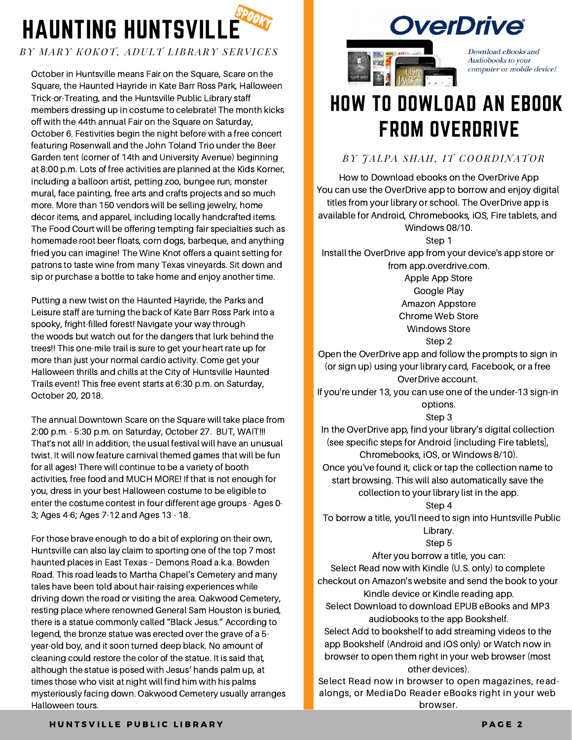# HAUNTING HUNTSVILLE

SPOOKY

*BY MARY KOKOT, ADULT LIBRARY SERVICES*

October in Huntsville means Fair on the Square, Scare on the Square, the Haunted Hayride in Kate Barr Ross Park, Halloween Trick-or-Treating, and the Huntsville Public Library staff members dressing up in costume to celebrate! The month kicks off with the 44th annual Fair on the Square on Saturday, October 6. Festivities begin the night before with a free concert featuring Rosenwall and the John Toland Trio under the Beer Garden tent (corner of 14th and University Avenue) beginning at 8:00 p.m. Lots of free activities are planned at the Kids Korner, including a balloon artist, petting zoo, bungee run, monster mural, face painting, free arts and crafts projects and so much more. More than 150 vendors will be selling jewelry, home décor items, and apparel, including locally handcrafted items. The Food Court will be offering tempting fair specialties such as homemade root beer floats, corn dogs, barbeque, and anything fried you can imagine! The Wine Knot offers a quaint setting for patrons to taste wine from many Texas vineyards. Sit down and sip or purchase a bottle to take home and enjoy another time.

Putting a new twist on the Haunted Hayride, the Parks and Leisure staff are turning the back of Kate Barr Ross Park into a spooky, fright-filled forest! Navigate your way through the woods but watch out for the dangers that lurk behind the trees!! This one-mile trail is sure to get your heart rate up for more than just your normal cardio activity. Come get your Halloween thrills and chills at the City of Huntsville Haunted Trails event! This free event starts at 6:30 p.m. on Saturday, October 20, 2018.

The annual Downtown Scare on the Square will take place from 2:00 p.m. - 5:30 p.m. on Saturday, October 27. BUT, WAIT!!! That's not all! In addition, the usual festival will have an unusual twist. It will now feature carnival themed games that will be fun for all ages! There will continue to be a variety of booth activities, free food and MUCH MORE! If that is not enough for you, dress in your best Halloween costume to be eligible to enter the costume contest in four different age groups - Ages 0-3; Ages 4-6; Ages 7-12 and Ages 13 - 18.

For those brave enough to do a bit of exploring on their own, Huntsville can also lay claim to sporting one of the top 7 most haunted places in East Texas – Demons Road a.k.a. Bowden Road. This road leads to Martha Chapel's Cemetery and many tales have been told about hair-raising experiences while driving down the road or visiting the area. Oakwood Cemetery, resting place where renowned General Sam Houston is buried, there is a statue commonly called "Black Jesus." According to legend, the bronze statue was erected over the grave of a 5-year-old boy, and it soon turned deep black. No amount of cleaning could restore the color of the statue. It is said that, although the statue is posed with Jesus' hands palm up, at times those who visit at night will find him with his palms mysteriously facing down. Oakwood Cemetery usually arranges Halloween tours.

OverDrive

Download eBooks and Audiobooks to your computer or mobile device!

# HOW TO DOWLOAD AN EBOOK FROM OVERDRIVE

*BY JALPA SHAH, IT COORDINATOR*

How to Download ebooks on the OverDrive App

You can use the OverDrive app to borrow and enjoy digital titles from your library or school. The OverDrive app is available for Android, Chromebooks, iOS, Fire tablets, and Windows 08/10.

Step 1

Install the OverDrive app from your device's app store or from app.overdrive.com.

Apple App Store
Google Play
Amazon Appstore
Chrome Web Store
Windows Store

Step 2

Open the OverDrive app and follow the prompts to sign in (or sign up) using your library card, Facebook, or a free OverDrive account.

If you're under 13, you can use one of the under-13 sign-in options.

Step 3

In the OverDrive app, find your library's digital collection (see specific steps for Android [including Fire tablets], Chromebooks, iOS, or Windows 8/10).

Once you've found it, click or tap the collection name to start browsing. This will also automatically save the collection to your library list in the app.

Step 4

To borrow a title, you'll need to sign into Huntsville Public Library.

Step 5

After you borrow a title, you can:

Select Read now with Kindle (U.S. only) to complete checkout on Amazon's website and send the book to your Kindle device or Kindle reading app.

Select Download to download EPUB eBooks and MP3 audiobooks to the app Bookshelf.

Select Add to bookshelf to add streaming videos to the app Bookshelf (Android and iOS only) or Watch now in browser to open them right in your web browser (most other devices).

Select Read now in browser to open magazines, read-alongs, or MediaDo Reader eBooks right in your web browser.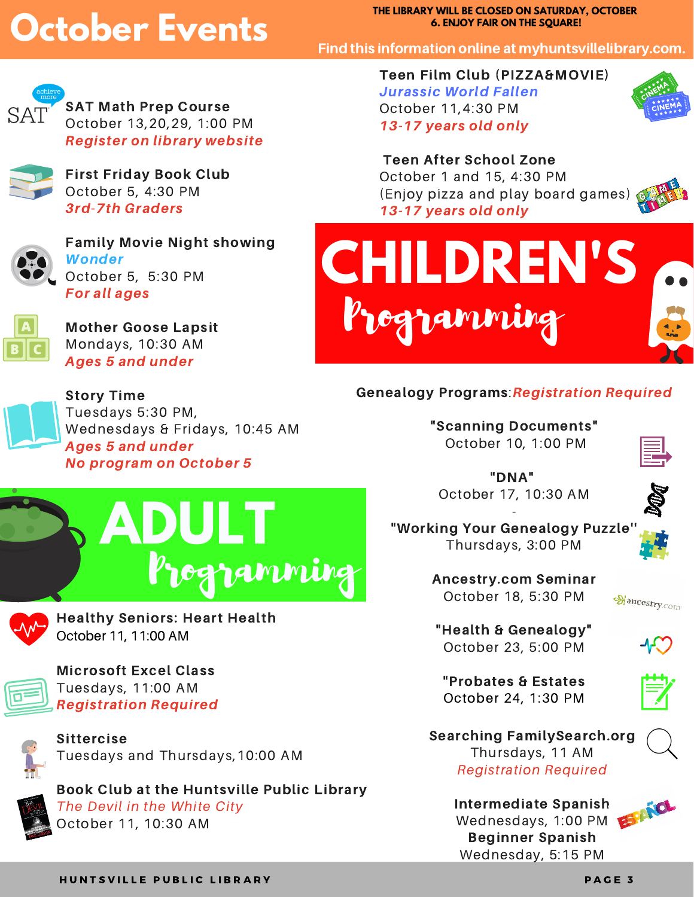# October Events

**THE LIBRARY WILL BE CLOSED ON SATURDAY, OCTOBER 6. ENJOY FAIR ON THE SQUARE!**

Find this information online at myhuntsvillelibrary.com.

**SAT Math Prep Course**
October 13,20,29, 1:00 PM
*Register on library website*

**First Friday Book Club**
October 5, 4:30 PM
*3rd-7th Graders*

**Family Movie Night showing**
*Wonder*
October 5, 5:30 PM
*For all ages*

**Mother Goose Lapsit**
Mondays, 10:30 AM
*Ages 5 and under*

**Story Time**
Tuesdays 5:30 PM,
Wednesdays & Fridays, 10:45 AM
*Ages 5 and under*
*No program on October 5*

**Teen Film Club (PIZZA&MOVIE)**
*Jurassic World Fallen*
October 11,4:30 PM
*13-17 years old only*

**Teen After School Zone**
October 1 and 15, 4:30 PM
(Enjoy pizza and play board games)
*13-17 years old only*

## CHILDREN'S Programming

## ADULT Programming

**Healthy Seniors: Heart Health**
October 11, 11:00 AM

**Microsoft Excel Class**
Tuesdays, 11:00 AM
*Registration Required*

**Sittercise**
Tuesdays and Thursdays, 10:00 AM

**Book Club at the Huntsville Public Library**
*The Devil in the White City*
October 11, 10:30 AM

**Genealogy Programs**: *Registration Required*

**"Scanning Documents"**
October 10, 1:00 PM

**"DNA"**
October 17, 10:30 AM

**"Working Your Genealogy Puzzle"**
Thursdays, 3:00 PM

**Ancestry.com Seminar**
October 18, 5:30 PM

**"Health & Genealogy"**
October 23, 5:00 PM

**"Probates & Estates**
October 24, 1:30 PM

**Searching FamilySearch.org**
Thursdays, 11 AM
*Registration Required*

**Intermediate Spanish**
Wednesdays, 1:00 PM
**Beginner Spanish**
Wednesday, 5:15 PM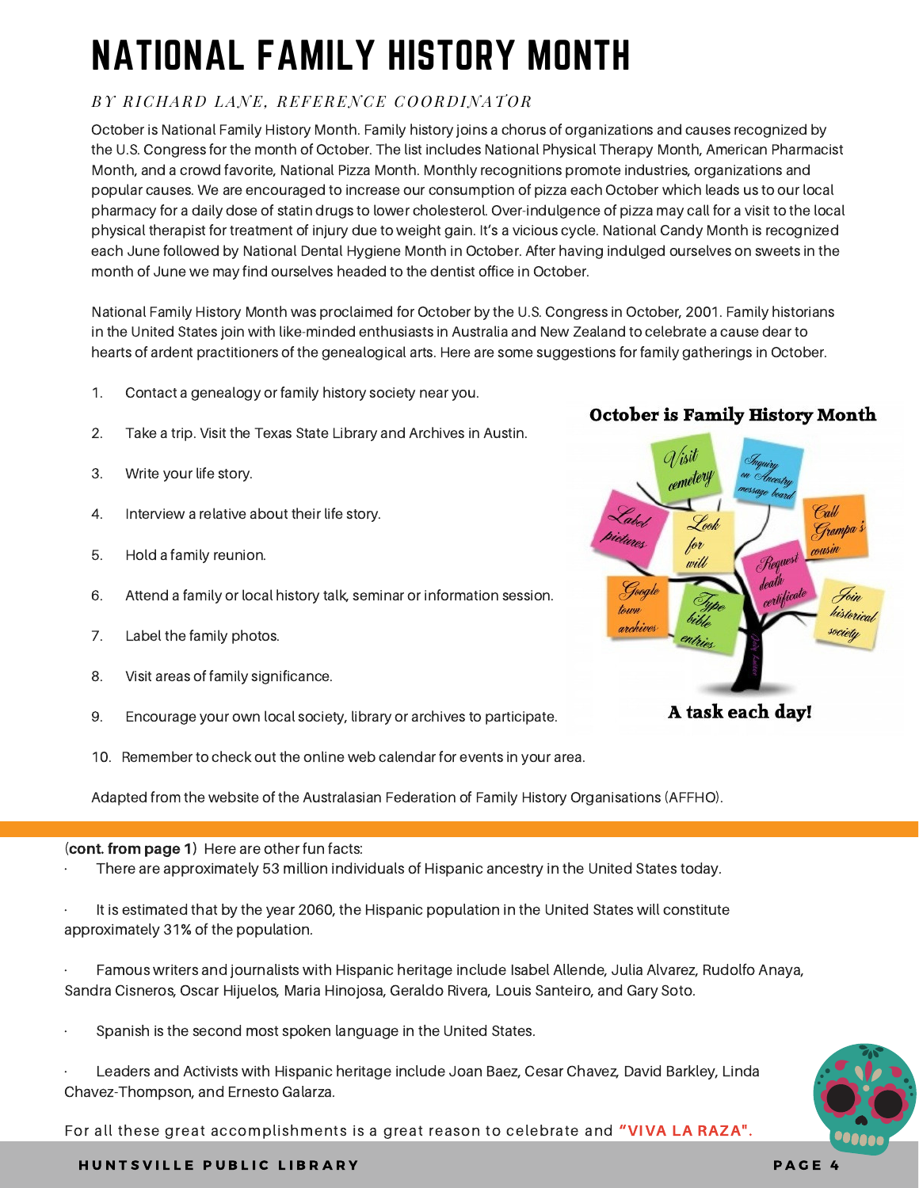# NATIONAL FAMILY HISTORY MONTH

*BY RICHARD LANE, REFERENCE COORDINATOR*

October is National Family History Month. Family history joins a chorus of organizations and causes recognized by the U.S. Congress for the month of October. The list includes National Physical Therapy Month, American Pharmacist Month, and a crowd favorite, National Pizza Month. Monthly recognitions promote industries, organizations and popular causes. We are encouraged to increase our consumption of pizza each October which leads us to our local pharmacy for a daily dose of statin drugs to lower cholesterol. Over-indulgence of pizza may call for a visit to the local physical therapist for treatment of injury due to weight gain. It's a vicious cycle. National Candy Month is recognized each June followed by National Dental Hygiene Month in October. After having indulged ourselves on sweets in the month of June we may find ourselves headed to the dentist office in October.

National Family History Month was proclaimed for October by the U.S. Congress in October, 2001. Family historians in the United States join with like-minded enthusiasts in Australia and New Zealand to celebrate a cause dear to hearts of ardent practitioners of the genealogical arts. Here are some suggestions for family gatherings in October.

1. Contact a genealogy or family history society near you.
2. Take a trip. Visit the Texas State Library and Archives in Austin.
3. Write your life story.
4. Interview a relative about their life story.
5. Hold a family reunion.
6. Attend a family or local history talk, seminar or information session.
7. Label the family photos.
8. Visit areas of family significance.
9. Encourage your own local society, library or archives to participate.
10. Remember to check out the online web calendar for events in your area.

October is Family History Month

Visit cemetery
Inquiry on Ancestry message board
Label pictures
Look for will
Call Grampa's cousin
Request death certificate
Google town archives
Type bible entries
Join historical society

A task each day!

Adapted from the website of the Australasian Federation of Family History Organisations (AFFHO).

(**cont. from page 1**) Here are other fun facts:

- There are approximately 53 million individuals of Hispanic ancestry in the United States today.
- It is estimated that by the year 2060, the Hispanic population in the United States will constitute approximately 31% of the population.
- Famous writers and journalists with Hispanic heritage include Isabel Allende, Julia Alvarez, Rudolfo Anaya, Sandra Cisneros, Oscar Hijuelos, Maria Hinojosa, Geraldo Rivera, Louis Santeiro, and Gary Soto.
- Spanish is the second most spoken language in the United States.
- Leaders and Activists with Hispanic heritage include Joan Baez, Cesar Chavez, David Barkley, Linda Chavez-Thompson, and Ernesto Galarza.

For all these great accomplishments is a great reason to celebrate and **"VIVA LA RAZA".**